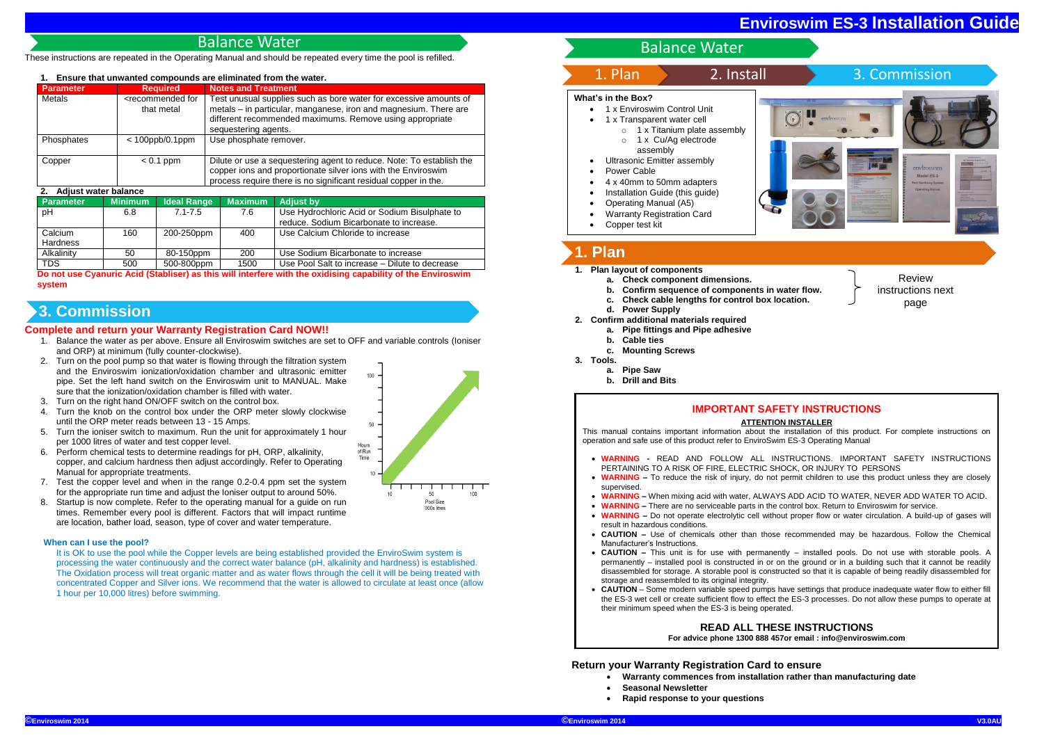# Balance Water

These instructions are repeated in the Operating Manual and should be repeated every time the pool is refilled.

**1. Ensure that unwanted compounds are eliminated from the water.**

| Parameter | Required | Notes and Treatment |
|---|---|---|
| Metals | <recommended for that metal | Test unusual supplies such as bore water for excessive amounts of metals – in particular, manganese, iron and magnesium. There are different recommended maximums. Remove using appropriate sequestering agents. |
| Phosphates | < 100ppb/0.1ppm | Use phosphate remover. |
| Copper | < 0.1 ppm | Dilute or use a sequestering agent to reduce. Note: To establish the copper ions and proportionate silver ions with the Enviroswim process require there is no significant residual copper in the. |

**2. Adjust water balance**

| Parameter | Minimum | Ideal Range | Maximum | Adjust by |
|---|---|---|---|---|
| pH | 6.8 | 7.1-7.5 | 7.6 | Use Hydrochloric Acid or Sodium Bisulphate to reduce. Sodium Bicarbonate to increase. |
| Calcium Hardness | 160 | 200-250ppm | 400 | Use Calcium Chloride to increase |
| Alkalinity | 50 | 80-150ppm | 200 | Use Sodium Bicarbonate to increase |
| TDS | 500 | 500-800ppm | 1500 | Use Pool Salt to increase – Dilute to decrease |

**Do not use Cyanuric Acid (Stabliser) as this will interfere with the oxidising capability of the Enviroswim system**

# 3. Commission

**Complete and return your Warranty Registration Card NOW!!**

1. Balance the water as per above. Ensure all Enviroswim switches are set to OFF and variable controls (Ioniser and ORP) at minimum (fully counter-clockwise).
2. Turn on the pool pump so that water is flowing through the filtration system and the Enviroswim ionization/oxidation chamber and ultrasonic emitter pipe. Set the left hand switch on the Enviroswim unit to MANUAL. Make sure that the ionization/oxidation chamber is filled with water.
3. Turn on the right hand ON/OFF switch on the control box.
4. Turn the knob on the control box under the ORP meter slowly clockwise until the ORP meter reads between 13 - 15 Amps.
5. Turn the ioniser switch to maximum. Run the unit for approximately 1 hour per 1000 litres of water and test copper level.
6. Perform chemical tests to determine readings for pH, ORP, alkalinity, copper, and calcium hardness then adjust accordingly. Refer to Operating Manual for appropriate treatments.
7. Test the copper level and when in the range 0.2-0.4 ppm set the system for the appropriate run time and adjust the ioniser output to around 50%.
8. Startup is now complete. Refer to the operating manual for a guide on run times. Remember every pool is different. Factors that will impact runtime are location, bather load, season, type of cover and water temperature.

Hours of Run Time (10, 50, 100) vs Pool Size '000s litres (10, 50, 100)

**When can I use the pool?**

It is OK to use the pool while the Copper levels are being established provided the EnviroSwim system is processing the water continuously and the correct water balance (pH, alkalinity and hardness) is established. The Oxidation process will treat organic matter and as water flows through the cell it will be being treated with concentrated Copper and Silver ions. We recommend that the water is allowed to circulate at least once (allow 1 hour per 10,000 litres) before swimming.

# Enviroswim ES-3 Installation Guide

## Balance Water

1. Plan → 2. Install → 3. Commission

**What's in the Box?**

- 1 x Enviroswim Control Unit
- 1 x Transparent water cell
  - 1 x Titanium plate assembly
  - 1 x Cu/Ag electrode assembly
- Ultrasonic Emitter assembly
- Power Cable
- 4 x 40mm to 50mm adapters
- Installation Guide (this guide)
- Operating Manual (A5)
- Warranty Registration Card
- Copper test kit

# 1. Plan

1. **Plan layout of components**
   a. **Check component dimensions.**
   b. **Confirm sequence of components in water flow.**
   c. **Check cable lengths for control box location.**
   d. **Power Supply**
2. **Confirm additional materials required**
   a. **Pipe fittings and Pipe adhesive**
   b. **Cable ties**
   c. **Mounting Screws**
3. **Tools.**
   a. **Pipe Saw**
   b. **Drill and Bits**

Review instructions next page

## IMPORTANT SAFETY INSTRUCTIONS

**ATTENTION INSTALLER**

This manual contains important information about the installation of this product. For complete instructions on operation and safe use of this product refer to EnviroSwim ES-3 Operating Manual

- **WARNING** - READ AND FOLLOW ALL INSTRUCTIONS. IMPORTANT SAFETY INSTRUCTIONS PERTAINING TO A RISK OF FIRE, ELECTRIC SHOCK, OR INJURY TO PERSONS
- **WARNING –** To reduce the risk of injury, do not permit children to use this product unless they are closely supervised.
- **WARNING –** When mixing acid with water, ALWAYS ADD ACID TO WATER, NEVER ADD WATER TO ACID.
- **WARNING –** There are no serviceable parts in the control box. Return to Enviroswim for service.
- **WARNING –** Do not operate electrolytic cell without proper flow or water circulation. A build-up of gases will result in hazardous conditions.
- **CAUTION –** Use of chemicals other than those recommended may be hazardous. Follow the Chemical Manufacturer's Instructions.
- **CAUTION –** This unit is for use with permanently – installed pools. Do not use with storable pools. A permanently – installed pool is constructed in or on the ground or in a building such that it cannot be readily disassembled for storage. A storable pool is constructed so that it is capable of being readily disassembled for storage and reassembled to its original integrity.
- **CAUTION** – Some modern variable speed pumps have settings that produce inadequate water flow to either fill the ES-3 wet cell or create sufficient flow to effect the ES-3 processes. Do not allow these pumps to operate at their minimum speed when the ES-3 is being operated.

**READ ALL THESE INSTRUCTIONS**

**For advice phone 1300 888 457or email : info@enviroswim.com**

**Return your Warranty Registration Card to ensure**

- **Warranty commences from installation rather than manufacturing date**
- **Seasonal Newsletter**
- **Rapid response to your questions**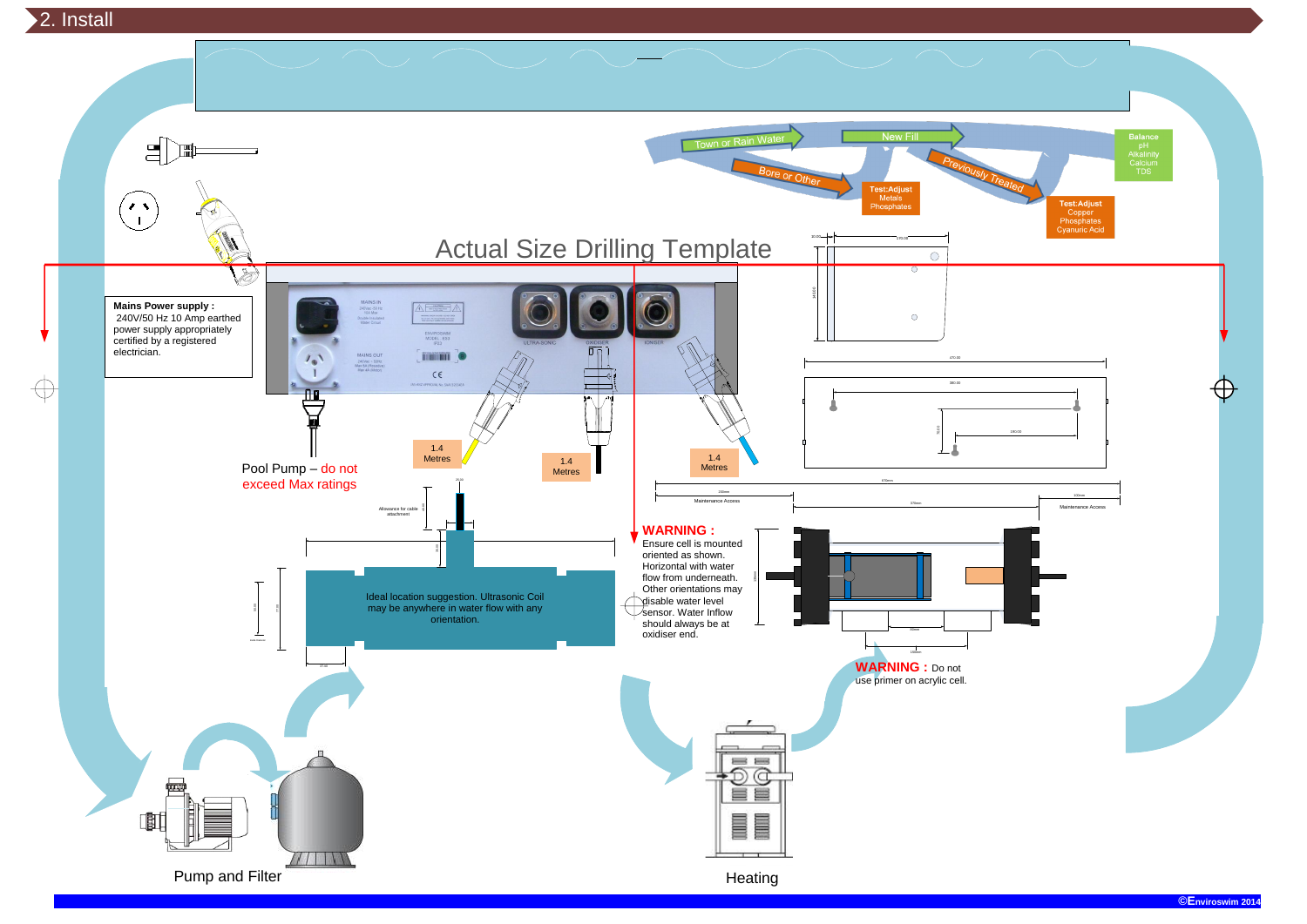# 2. Install

Town or Rain Water

New Fill

Bore or Other

Previously Treated

Balance
pH
Alkalinity
Calcium
TDS

Test:Adjust
Metals
Phosphates

Test:Adjust
Copper
Phosphates
Cyanuric Acid

## Actual Size Drilling Template

**Mains Power supply :**
240V/50 Hz 10 Amp earthed power supply appropriately certified by a registered electrician.

Pool Pump – do not exceed Max ratings

1.4 Metres

1.4 Metres

1.4 Metres

Ideal location suggestion. Ultrasonic Coil may be anywhere in water flow with any orientation.

Allowance for cable attachment

Maintenance Access

Maintenance Access

**WARNING :**
Ensure cell is mounted oriented as shown. Horizontal with water flow from underneath. Other orientations may disable water level sensor. Water Inflow should always be at oxidiser end.

**WARNING :** Do not use primer on acrylic cell.

Pump and Filter

Heating

©Enviroswim 2014